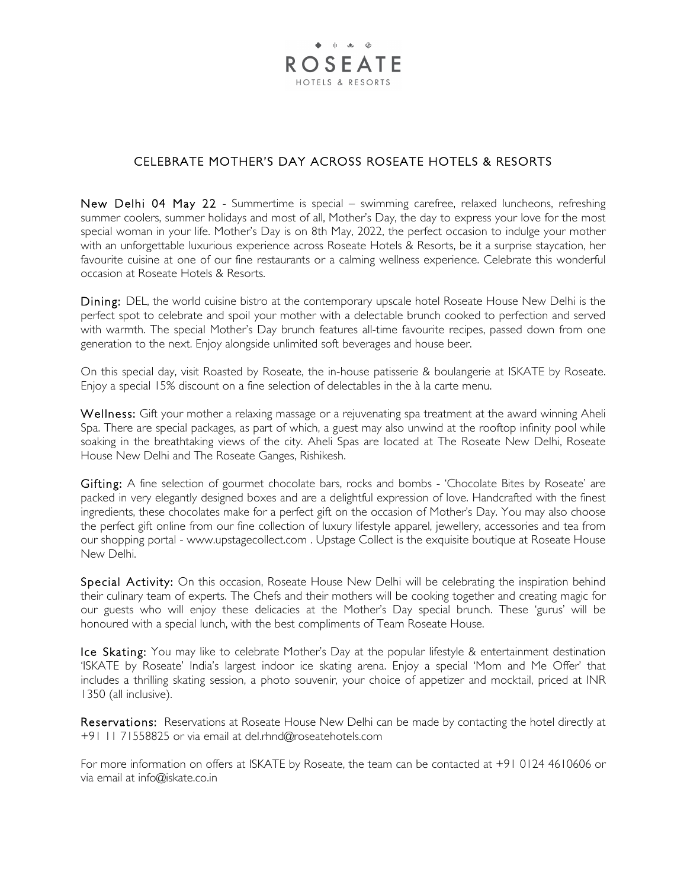ROSEATE
HOTELS & RESORTS

# CELEBRATE MOTHER'S DAY ACROSS ROSEATE HOTELS & RESORTS

**New Delhi 04 May 22** - Summertime is special – swimming carefree, relaxed luncheons, refreshing summer coolers, summer holidays and most of all, Mother's Day, the day to express your love for the most special woman in your life. Mother's Day is on 8th May, 2022, the perfect occasion to indulge your mother with an unforgettable luxurious experience across Roseate Hotels & Resorts, be it a surprise staycation, her favourite cuisine at one of our fine restaurants or a calming wellness experience. Celebrate this wonderful occasion at Roseate Hotels & Resorts.

**Dining:** DEL, the world cuisine bistro at the contemporary upscale hotel Roseate House New Delhi is the perfect spot to celebrate and spoil your mother with a delectable brunch cooked to perfection and served with warmth. The special Mother's Day brunch features all-time favourite recipes, passed down from one generation to the next. Enjoy alongside unlimited soft beverages and house beer.

On this special day, visit Roasted by Roseate, the in-house patisserie & boulangerie at ISKATE by Roseate. Enjoy a special 15% discount on a fine selection of delectables in the à la carte menu.

**Wellness:** Gift your mother a relaxing massage or a rejuvenating spa treatment at the award winning Aheli Spa. There are special packages, as part of which, a guest may also unwind at the rooftop infinity pool while soaking in the breathtaking views of the city. Aheli Spas are located at The Roseate New Delhi, Roseate House New Delhi and The Roseate Ganges, Rishikesh.

**Gifting:** A fine selection of gourmet chocolate bars, rocks and bombs - 'Chocolate Bites by Roseate' are packed in very elegantly designed boxes and are a delightful expression of love. Handcrafted with the finest ingredients, these chocolates make for a perfect gift on the occasion of Mother's Day. You may also choose the perfect gift online from our fine collection of luxury lifestyle apparel, jewellery, accessories and tea from our shopping portal - www.upstagecollect.com . Upstage Collect is the exquisite boutique at Roseate House New Delhi.

**Special Activity:** On this occasion, Roseate House New Delhi will be celebrating the inspiration behind their culinary team of experts. The Chefs and their mothers will be cooking together and creating magic for our guests who will enjoy these delicacies at the Mother's Day special brunch. These 'gurus' will be honoured with a special lunch, with the best compliments of Team Roseate House.

**Ice Skating:** You may like to celebrate Mother's Day at the popular lifestyle & entertainment destination 'ISKATE by Roseate' India's largest indoor ice skating arena. Enjoy a special 'Mom and Me Offer' that includes a thrilling skating session, a photo souvenir, your choice of appetizer and mocktail, priced at INR 1350 (all inclusive).

**Reservations:** Reservations at Roseate House New Delhi can be made by contacting the hotel directly at +91 11 71558825 or via email at del.rhnd@roseatehotels.com

For more information on offers at ISKATE by Roseate, the team can be contacted at +91 0124 4610606 or via email at info@iskate.co.in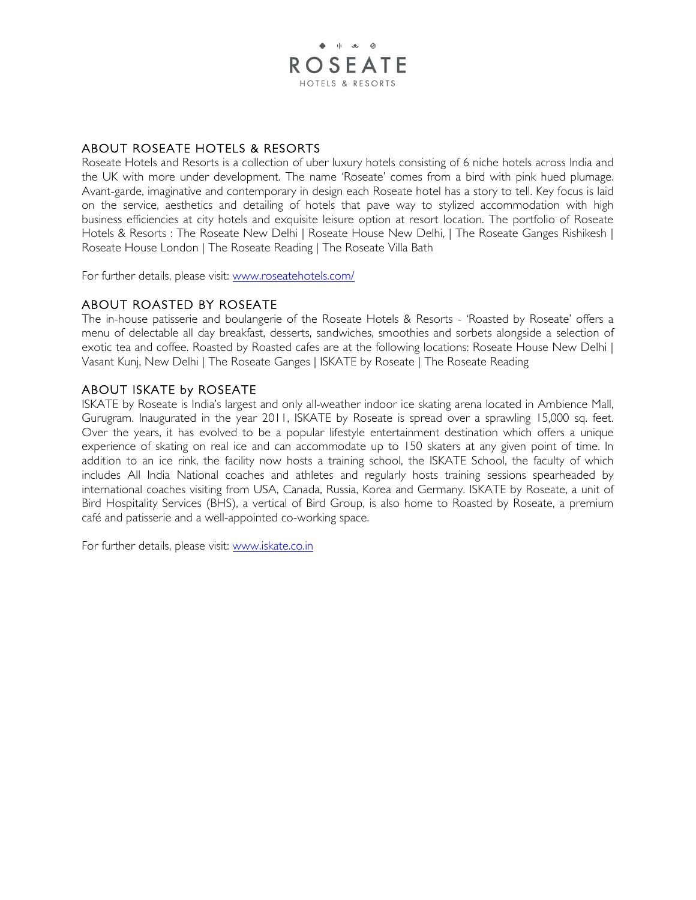ROSEATE
HOTELS & RESORTS

## ABOUT ROSEATE HOTELS & RESORTS

Roseate Hotels and Resorts is a collection of uber luxury hotels consisting of 6 niche hotels across India and the UK with more under development. The name 'Roseate' comes from a bird with pink hued plumage. Avant-garde, imaginative and contemporary in design each Roseate hotel has a story to tell. Key focus is laid on the service, aesthetics and detailing of hotels that pave way to stylized accommodation with high business efficiencies at city hotels and exquisite leisure option at resort location. The portfolio of Roseate Hotels & Resorts : The Roseate New Delhi | Roseate House New Delhi, | The Roseate Ganges Rishikesh | Roseate House London | The Roseate Reading | The Roseate Villa Bath

For further details, please visit: [www.roseatehotels.com/](www.roseatehotels.com/)

## ABOUT ROASTED BY ROSEATE

The in-house patisserie and boulangerie of the Roseate Hotels & Resorts - 'Roasted by Roseate' offers a menu of delectable all day breakfast, desserts, sandwiches, smoothies and sorbets alongside a selection of exotic tea and coffee. Roasted by Roasted cafes are at the following locations: Roseate House New Delhi | Vasant Kunj, New Delhi | The Roseate Ganges | ISKATE by Roseate | The Roseate Reading

## ABOUT ISKATE by ROSEATE

ISKATE by Roseate is India's largest and only all-weather indoor ice skating arena located in Ambience Mall, Gurugram. Inaugurated in the year 2011, ISKATE by Roseate is spread over a sprawling 15,000 sq. feet. Over the years, it has evolved to be a popular lifestyle entertainment destination which offers a unique experience of skating on real ice and can accommodate up to 150 skaters at any given point of time. In addition to an ice rink, the facility now hosts a training school, the ISKATE School, the faculty of which includes All India National coaches and athletes and regularly hosts training sessions spearheaded by international coaches visiting from USA, Canada, Russia, Korea and Germany. ISKATE by Roseate, a unit of Bird Hospitality Services (BHS), a vertical of Bird Group, is also home to Roasted by Roseate, a premium café and patisserie and a well-appointed co-working space.

For further details, please visit: [www.iskate.co.in](www.iskate.co.in)